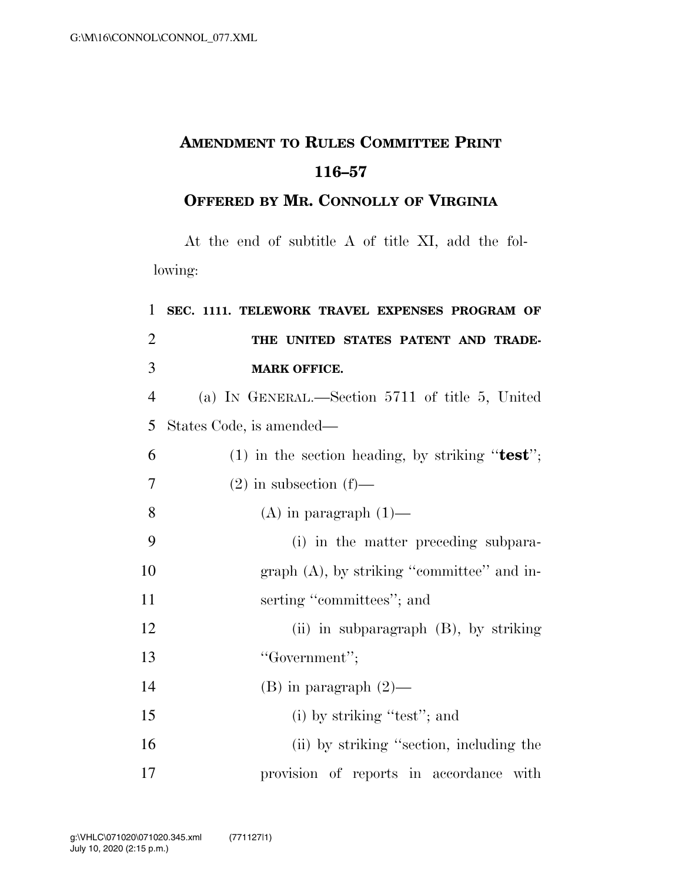# AMENDMENT TO RULES COMMITTEE PRINT 116–57

## OFFERED BY MR. CONNOLLY OF VIRGINIA

At the end of subtitle A of title XI, add the following:

**SEC. 1111. TELEWORK TRAVEL EXPENSES PROGRAM OF THE UNITED STATES PATENT AND TRADEMARK OFFICE.**

(a) IN GENERAL.—Section 5711 of title 5, United States Code, is amended—

(1) in the section heading, by striking "**test**";

(2) in subsection (f)—

(A) in paragraph (1)—

(i) in the matter preceding subparagraph (A), by striking "committee" and inserting "committees"; and

(ii) in subparagraph (B), by striking "Government";

(B) in paragraph (2)—

(i) by striking "test"; and

(ii) by striking "section, including the provision of reports in accordance with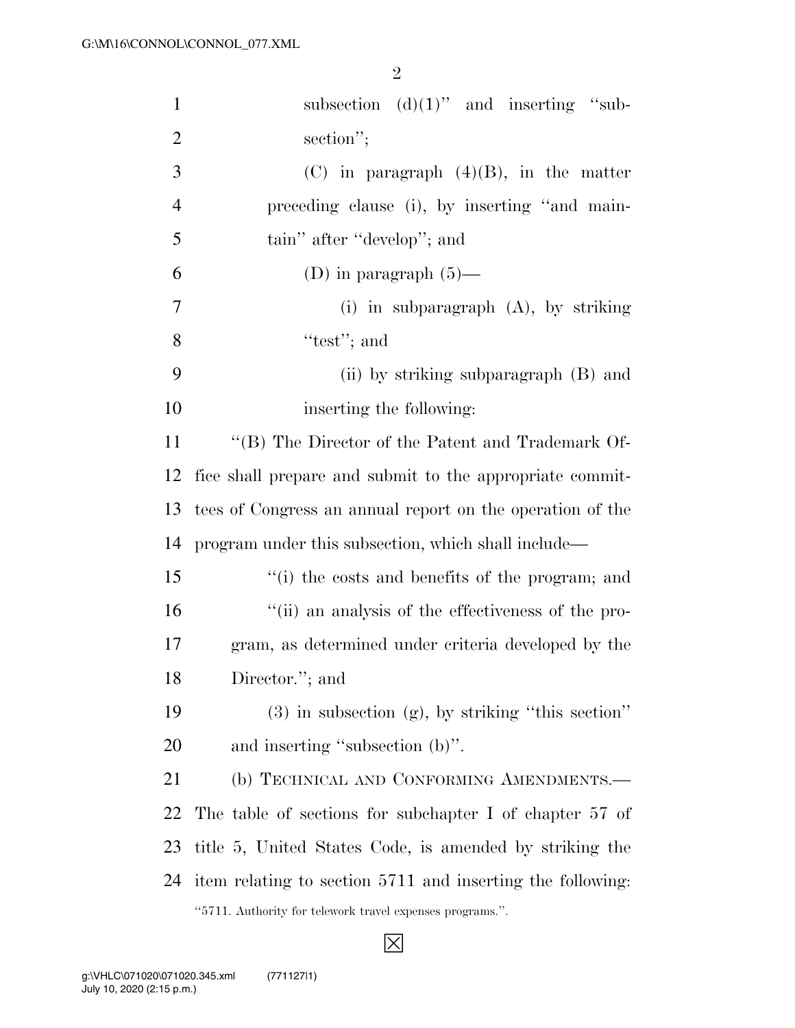subsection (d)(1)'' and inserting ''subsection'';

(C) in paragraph (4)(B), in the matter preceding clause (i), by inserting ''and maintain'' after ''develop''; and

(D) in paragraph (5)—

(i) in subparagraph (A), by striking ''test''; and

(ii) by striking subparagraph (B) and inserting the following:

''(B) The Director of the Patent and Trademark Office shall prepare and submit to the appropriate committees of Congress an annual report on the operation of the program under this subsection, which shall include—

''(i) the costs and benefits of the program; and

''(ii) an analysis of the effectiveness of the program, as determined under criteria developed by the Director.''; and

(3) in subsection (g), by striking ''this section'' and inserting ''subsection (b)''.

(b) TECHNICAL AND CONFORMING AMENDMENTS.— The table of sections for subchapter I of chapter 57 of title 5, United States Code, is amended by striking the item relating to section 5711 and inserting the following:

''5711. Authority for telework travel expenses programs.''.